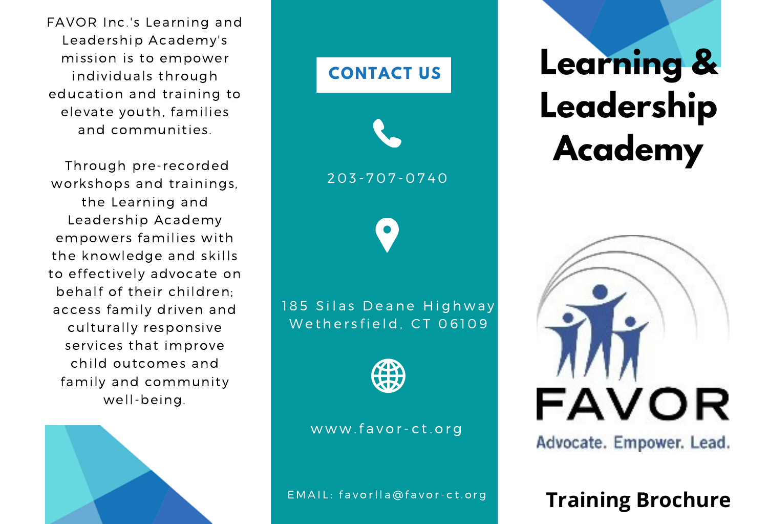FAVOR Inc.'s Learning and Leadership Academy's mission is to empower individuals through education and training to elevate youth, families and communities.

Through pre-recorded workshops and trainings, the Learning and Leadership Academy empowers families with the knowledge and skills to effectively advocate on behalf of their children; access family driven and culturally responsive services that improve child outcomes and family and community well-being.

## CONTACT US

203-707-0740

185 Silas Deane Highway
Wethersfield, CT 06109

www.favor-ct.org

EMAIL: favorlla@favor-ct.org

# Learning & Leadership Academy

FAVOR

Advocate. Empower. Lead.

**Training Brochure**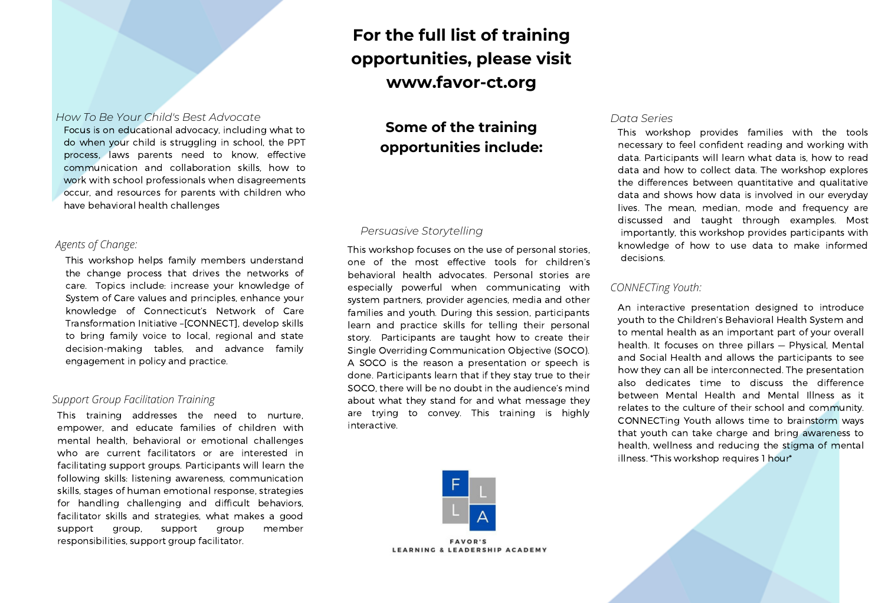# For the full list of training opportunities, please visit www.favor-ct.org

## Some of the training opportunities include:

### *How To Be Your Child's Best Advocate*

Focus is on educational advocacy, including what to do when your child is struggling in school, the PPT process, laws parents need to know, effective communication and collaboration skills, how to work with school professionals when disagreements occur, and resources for parents with children who have behavioral health challenges

### *Agents of Change:*

This workshop helps family members understand the change process that drives the networks of care. Topics include: increase your knowledge of System of Care values and principles, enhance your knowledge of Connecticut's Network of Care Transformation Initiative –[CONNECT], develop skills to bring family voice to local, regional and state decision-making tables, and advance family engagement in policy and practice.

### *Support Group Facilitation Training*

This training addresses the need to nurture, empower, and educate families of children with mental health, behavioral or emotional challenges who are current facilitators or are interested in facilitating support groups. Participants will learn the following skills: listening awareness, communication skills, stages of human emotional response, strategies for handling challenging and difficult behaviors, facilitator skills and strategies, what makes a good support group, support group member responsibilities, support group facilitator.

### *Persuasive Storytelling*

This workshop focuses on the use of personal stories, one of the most effective tools for children's behavioral health advocates. Personal stories are especially powerful when communicating with system partners, provider agencies, media and other families and youth. During this session, participants learn and practice skills for telling their personal story. Participants are taught how to create their Single Overriding Communication Objective (SOCO). A SOCO is the reason a presentation or speech is done. Participants learn that if they stay true to their SOCO, there will be no doubt in the audience's mind about what they stand for and what message they are trying to convey. This training is highly interactive.

FLLA

FAVOR'S LEARNING & LEADERSHIP ACADEMY

### *Data Series*

This workshop provides families with the tools necessary to feel confident reading and working with data. Participants will learn what data is, how to read data and how to collect data. The workshop explores the differences between quantitative and qualitative data and shows how data is involved in our everyday lives. The mean, median, mode and frequency are discussed and taught through examples. Most importantly, this workshop provides participants with knowledge of how to use data to make informed decisions.

### *CONNECTing Youth:*

An interactive presentation designed to introduce youth to the Children's Behavioral Health System and to mental health as an important part of your overall health. It focuses on three pillars – Physical, Mental and Social Health and allows the participants to see how they can all be interconnected. The presentation also dedicates time to discuss the difference between Mental Health and Mental Illness as it relates to the culture of their school and community. CONNECTing Youth allows time to brainstorm ways that youth can take charge and bring awareness to health, wellness and reducing the stigma of mental illness. *This workshop requires 1 hour*